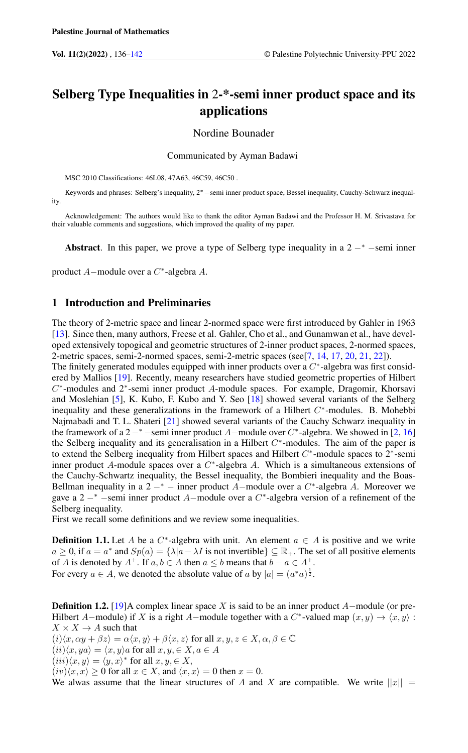# Selberg Type Inequalities in 2-*-semi inner product space and its applications

Nordine Bounader

Communicated by Ayman Badawi

MSC 2010 Classifications: 46L08, 47A63, 46C59, 46C50 .

Keywords and phrases: Selberg's inequality, $2^*-$semi inner product space, Bessel inequality, Cauchy-Schwarz inequality.

Acknowledgement: The authors would like to thank the editor Ayman Badawi and the Professor H. M. Srivastava for their valuable comments and suggestions, which improved the quality of my paper.

**Abstract**. In this paper, we prove a type of Selberg type inequality in a $2-^*-$semi inner product $A-$module over a $C^*$-algebra $A$.

## 1 Introduction and Preliminaries

The theory of 2-metric space and linear 2-normed space were first introduced by Gahler in 1963 [13]. Since then, many authors, Freese et al. Gahler, Cho et al., and Gunamwan et al., have developed extensively topogical and geometric structures of 2-inner product spaces, 2-normed spaces, 2-metric spaces, semi-2-normed spaces, semi-2-metric spaces (see[7, 14, 17, 20, 21, 22]).
The finitely generated modules equipped with inner products over a $C^*$-algebra was first considered by Mallios [19]. Recently, meany researchers have studied geometric properties of Hilbert $C^*$-modules and $2^*$-semi inner product $A$-module spaces. For example, Dragomir, Khorsavi and Moslehian [5], K. Kubo, F. Kubo and Y. Seo [18] showed several variants of the Selberg inequality and these generalizations in the framework of a Hilbert $C^*$-modules. B. Mohebbi Najmabadi and T. L. Shateri [21] showed several variants of the Cauchy Schwarz inequality in the framework of a $2-^*-$semi inner product $A-$module over $C^*$-algebra. We showed in [2, 16] the Selberg inequality and its generalisation in a Hilbert $C^*$-modules. The aim of the paper is to extend the Selberg inequality from Hilbert spaces and Hilbert $C^*$-module spaces to $2^*$-semi inner product $A$-module spaces over a $C^*$-algebra $A$. Which is a simultaneous extensions of the Cauchy-Schwartz inequality, the Bessel inequality, the Bombieri inequality and the Boas-Bellman inequality in a $2-^*-$ inner product $A-$module over a $C^*$-algebra $A$. Moreover we gave a $2-^*-$semi inner product $A-$module over a $C^*$-algebra version of a refinement of the Selberg inequality.
First we recall some definitions and we review some inequalities.

**Definition 1.1.** Let $A$ be a $C^*$-algebra with unit. An element $a \in A$ is positive and we write $a \geq 0$, if $a = a^*$ and $Sp(a) = \{\lambda | a - \lambda I \text{ is not invertible}\} \subseteq \mathbb{R}_+$. The set of all positive elements of $A$ is denoted by $A^+$. If $a, b \in A$ then $a \leq b$ means that $b - a \in A^+$.
For every $a \in A$, we denoted the absolute value of $a$ by $|a| = (a^*a)^{\frac{1}{2}}$.

**Definition 1.2.** [19]A complex linear space $X$ is said to be an inner product $A-$module (or pre-Hilbert $A-$module) if $X$ is a right $A-$module together with a $C^*$-valued map $(x, y) \to \langle x, y\rangle : X \times X \to A$ such that
$(i)\langle x, \alpha y + \beta z\rangle = \alpha\langle x, y\rangle + \beta\langle x, z\rangle$ for all $x, y, z \in X, \alpha, \beta \in \mathbb{C}$
$(ii)\langle x, ya\rangle = \langle x, y\rangle a$ for all $x, y, \in X, a \in A$
$(iii)\langle x, y\rangle = \langle y, x\rangle^*$ for all $x, y, \in X$,
$(iv)\langle x, x\rangle \geq 0$ for all $x \in X$, and $\langle x, x\rangle = 0$ then $x = 0$.
We alwas assume that the linear structures of $A$ and $X$ are compatible. We write $||x|| =$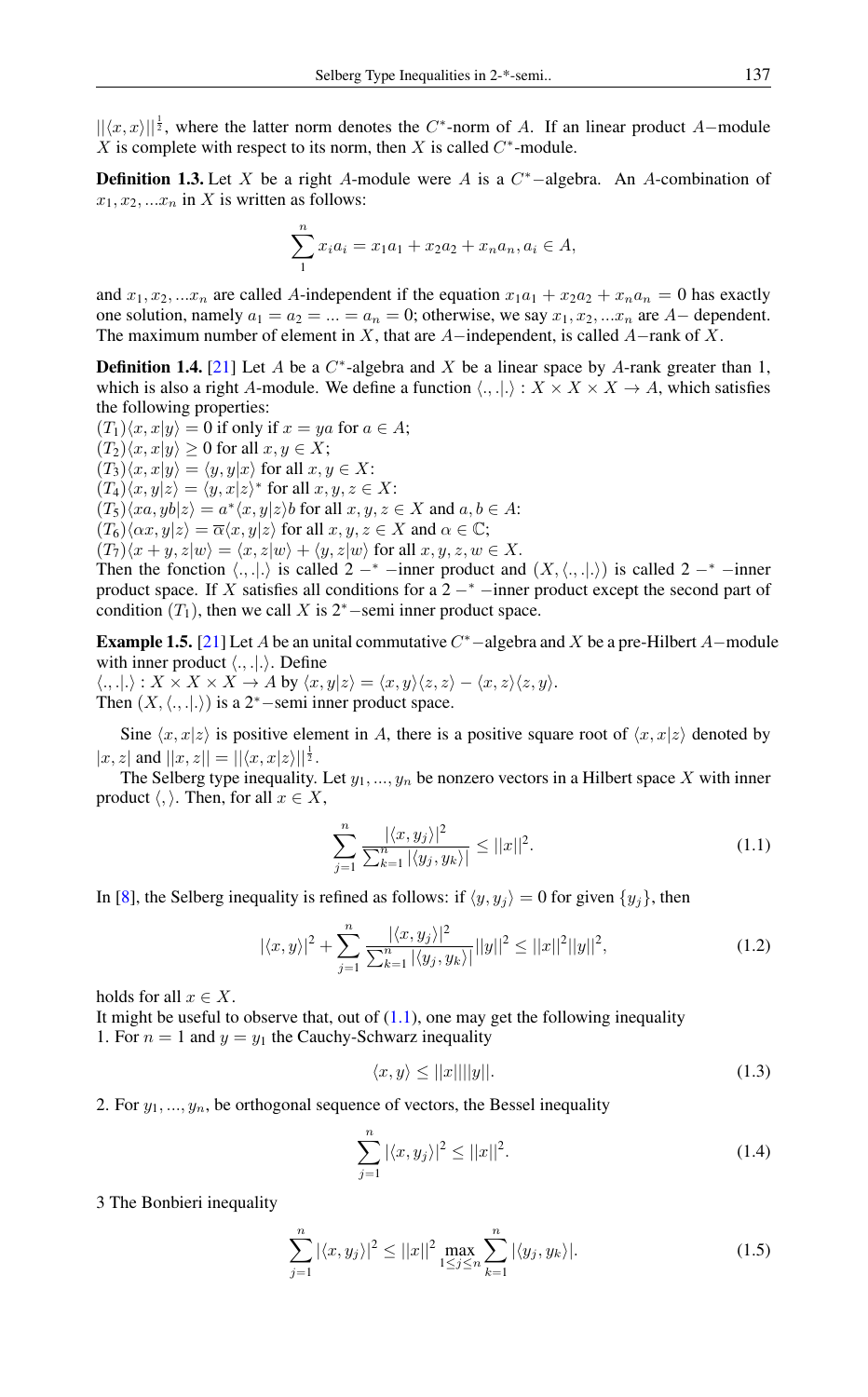$||\langle x,x\rangle||^{\frac{1}{2}}$, where the latter norm denotes the $C^*$-norm of $A$. If an linear product $A-$module $X$ is complete with respect to its norm, then $X$ is called $C^*$-module.

**Definition 1.3.** Let $X$ be a right $A$-module were $A$ is a $C^*-$algebra. An $A$-combination of $x_1, x_2, ...x_n$ in $X$ is written as follows:

$$\sum_{1}^{n} x_i a_i = x_1 a_1 + x_2 a_2 + x_n a_n, a_i \in A,$$

and $x_1, x_2, ...x_n$ are called $A$-independent if the equation $x_1 a_1 + x_2 a_2 + x_n a_n = 0$ has exactly one solution, namely $a_1 = a_2 = ... = a_n = 0$; otherwise, we say $x_1, x_2, ...x_n$ are $A-$ dependent. The maximum number of element in $X$, that are $A-$independent, is called $A-$rank of $X$.

**Definition 1.4.** [21] Let $A$ be a $C^*$-algebra and $X$ be a linear space by $A$-rank greater than 1, which is also a right $A$-module. We define a function $\langle .,.|.\rangle : X \times X \times X \to A$, which satisfies the following properties:
$(T_1)\langle x,x|y\rangle = 0$ if only if $x = ya$ for $a \in A$;
$(T_2)\langle x,x|y\rangle \geq 0$ for all $x, y \in X$;
$(T_3)\langle x,x|y\rangle = \langle y,y|x\rangle$ for all $x, y \in X$:
$(T_4)\langle x,y|z\rangle = \langle y,x|z\rangle^*$ for all $x, y, z \in X$:
$(T_5)\langle xa,yb|z\rangle = a^*\langle x,y|z\rangle b$ for all $x, y, z \in X$ and $a, b \in A$:
$(T_6)\langle \alpha x,y|z\rangle = \overline{\alpha}\langle x,y|z\rangle$ for all $x, y, z \in X$ and $\alpha \in \mathbb{C}$;
$(T_7)\langle x+y,z|w\rangle = \langle x,z|w\rangle + \langle y,z|w\rangle$ for all $x, y, z, w \in X$.
Then the fonction $\langle .,.|.\rangle$ is called $2-^*-$inner product and $(X, \langle .,.|.\rangle)$ is called $2-^*-$inner product space. If $X$ satisfies all conditions for a $2-^*-$inner product except the second part of condition $(T_1)$, then we call $X$ is $2^*-$semi inner product space.

**Example 1.5.** [21] Let $A$ be an unital commutative $C^*-$algebra and $X$ be a pre-Hilbert $A-$module with inner product $\langle .,.\rangle$. Define
$\langle .,.|.\rangle : X \times X \times X \to A$ by $\langle x,y|z\rangle = \langle x,y\rangle\langle z,z\rangle - \langle x,z\rangle\langle z,y\rangle$.
Then $(X, \langle .,.|.\rangle)$ is a $2^*-$semi inner product space.

Sine $\langle x,x|z\rangle$ is positive element in $A$, there is a positive square root of $\langle x,x|z\rangle$ denoted by $|x,z|$ and $||x,z|| = ||\langle x,x|z\rangle||^{\frac{1}{2}}$.

The Selberg type inequality. Let $y_1, ..., y_n$ be nonzero vectors in a Hilbert space $X$ with inner product $\langle , \rangle$. Then, for all $x \in X$,

$$\sum_{j=1}^{n} \frac{|\langle x,y_j\rangle|^2}{\sum_{k=1}^{n} |\langle y_j,y_k\rangle|} \leq ||x||^2. \tag{1.1}$$

In [8], the Selberg inequality is refined as follows: if $\langle y,y_j\rangle = 0$ for given $\{y_j\}$, then

$$|\langle x,y\rangle|^2 + \sum_{j=1}^{n} \frac{|\langle x,y_j\rangle|^2}{\sum_{k=1}^{n} |\langle y_j,y_k\rangle|}||y||^2 \leq ||x||^2||y||^2, \tag{1.2}$$

holds for all $x \in X$.
It might be useful to observe that, out of (1.1), one may get the following inequality
1. For $n = 1$ and $y = y_1$ the Cauchy-Schwarz inequality

$$\langle x,y\rangle \leq ||x||||y||. \tag{1.3}$$

2. For $y_1, ..., y_n$, be orthogonal sequence of vectors, the Bessel inequality

$$\sum_{j=1}^{n} |\langle x,y_j\rangle|^2 \leq ||x||^2. \tag{1.4}$$

3 The Bonbieri inequality

$$\sum_{j=1}^{n} |\langle x,y_j\rangle|^2 \leq ||x||^2 \max_{1\leq j\leq n} \sum_{k=1}^{n} |\langle y_j,y_k\rangle|. \tag{1.5}$$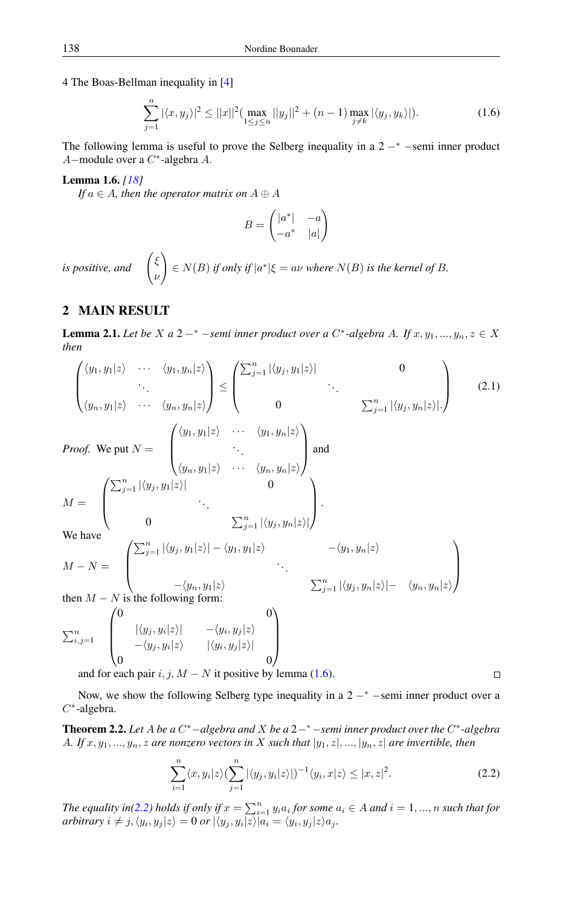4 The Boas-Bellman inequality in [4]

$$\sum_{j=1}^{n} |\langle x, y_j \rangle|^2 \leq ||x||^2 (\max_{1 \leq j \leq n} ||y_j||^2 + (n-1) \max_{j \neq k} |\langle y_j, y_k \rangle|). \tag{1.6}$$

The following lemma is useful to prove the Selberg inequality in a $2 -^* -$semi inner product $A-$module over a $C^*$-algebra $A$.

**Lemma 1.6.** *[18]*
*If $a \in A$, then the operator matrix on $A \oplus A$*

$$B = \begin{pmatrix} |a^*| & -a \\ -a^* & |a| \end{pmatrix}$$

*is positive, and* $\begin{pmatrix} \xi \\ \nu \end{pmatrix} \in N(B)$ *if only if $|a^*|\xi = a\nu$ where $N(B)$ is the kernel of $B$.*

## 2 MAIN RESULT

**Lemma 2.1.** *Let be $X$ a $2 -^* -$semi inner product over a $C^*$-algebra $A$. If $x, y_1, ..., y_n, z \in X$ then*

$$\begin{pmatrix} \langle y_1, y_1 | z \rangle & \cdots & \langle y_1, y_n | z \rangle \\ & \ddots & \\ \langle y_n, y_1 | z \rangle & \cdots & \langle y_n, y_n | z \rangle \end{pmatrix} \leq \begin{pmatrix} \sum_{j=1}^{n} |\langle y_j, y_1 | z \rangle| & & 0 \\ & \ddots & \\ 0 & & \sum_{j=1}^{n} |\langle y_j, y_n | z \rangle|. \end{pmatrix} \tag{2.1}$$

*Proof.* We put $N = \begin{pmatrix} \langle y_1, y_1 | z \rangle & \cdots & \langle y_1, y_n | z \rangle \\ & \ddots & \\ \langle y_n, y_1 | z \rangle & \cdots & \langle y_n, y_n | z \rangle \end{pmatrix}$ and

$$M = \begin{pmatrix} \sum_{j=1}^{n} |\langle y_j, y_1 | z \rangle| & & 0 \\ & \ddots & \\ 0 & & \sum_{j=1}^{n} |\langle y_j, y_n | z \rangle| \end{pmatrix}.$$

We have

$$M - N = \begin{pmatrix} \sum_{j=1}^{n} |\langle y_j, y_1 | z \rangle| - \langle y_1, y_1 | z \rangle & & -\langle y_1, y_n | z \rangle \\ & \ddots & \\ -\langle y_n, y_1 | z \rangle & & \sum_{j=1}^{n} |\langle y_j, y_n | z \rangle| - \quad \langle y_n, y_n | z \rangle \end{pmatrix}$$

then $M - N$ is the following form:

$$\sum_{i,j=1}^{n} \begin{pmatrix} 0 & & & 0 \\ & |\langle y_j, y_i | z \rangle| & -\langle y_i, y_j | z \rangle & \\ & -\langle y_j, y_i | z \rangle & |\langle y_i, y_j | z \rangle| & \\ 0 & & & 0 \end{pmatrix}$$

and for each pair $i, j$, $M - N$ it positive by lemma (1.6). $\square$

Now, we show the following Selberg type inequality in a $2 -^* -$semi inner product over a $C^*$-algebra.

**Theorem 2.2.** *Let $A$ be a $C^*-$algebra and $X$ be a $2-^*-$semi inner product over the $C^*$-algebra $A$. If $x, y_1, ..., y_n, z$ are nonzero vectors in $X$ such that $|y_1, z|, ..., |y_n, z|$ are invertible, then*

$$\sum_{i=1}^{n} \langle x, y_i | z \rangle \left( \sum_{j=1}^{n} |\langle y_j, y_i | z \rangle| \right)^{-1} \langle y_i, x | z \rangle \leq |x, z|^2. \tag{2.2}$$

*The equality in(2.2) holds if only if $x = \sum_{i=1}^{n} y_i a_i$ for some $a_i \in A$ and $i = 1, ..., n$ such that for arbitrary $i \neq j$, $\langle y_i, y_j | z \rangle = 0$ or $|\langle y_j, y_i | z \rangle| a_i = \langle y_i, y_j | z \rangle a_j$.*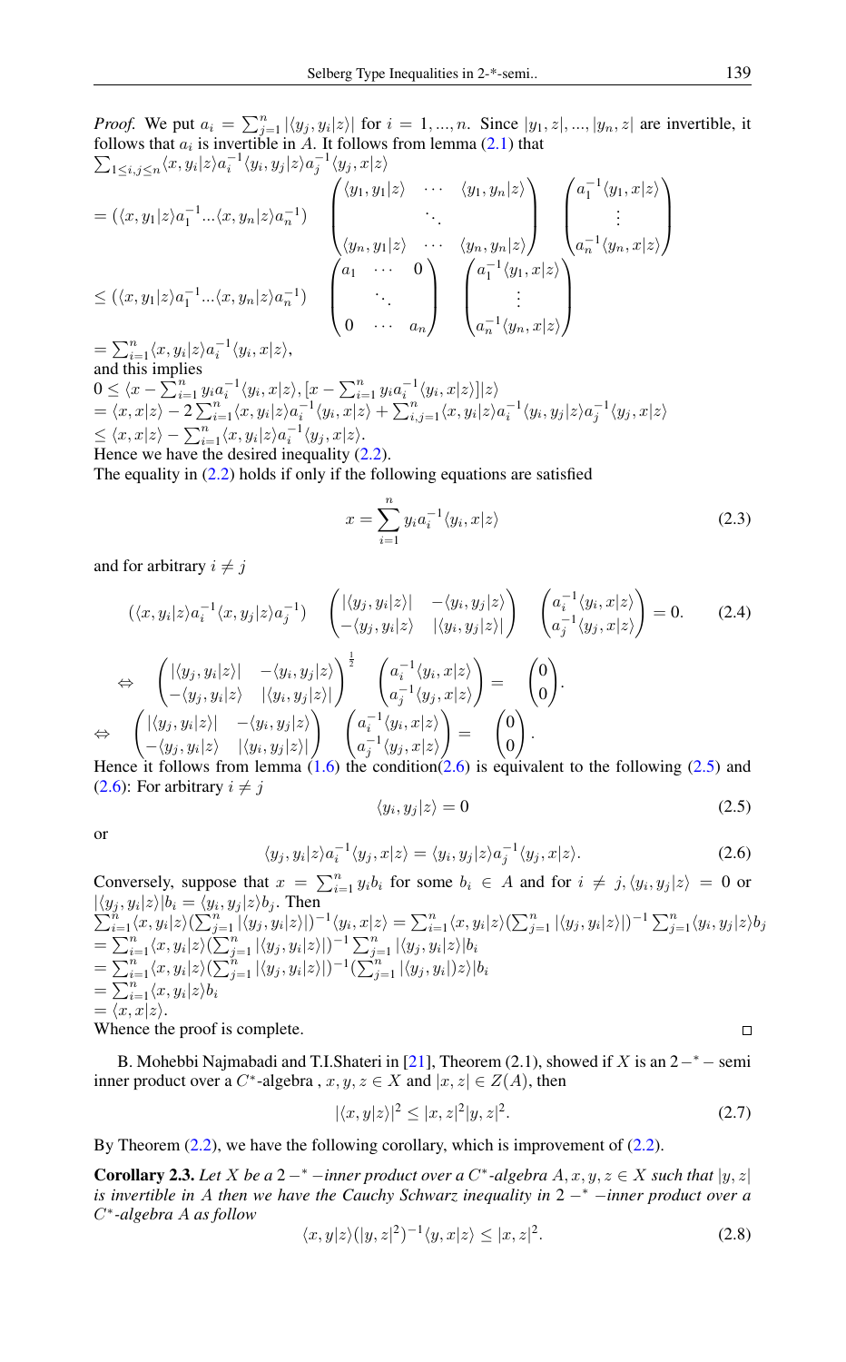*Proof.* We put $a_i = \sum_{j=1}^{n} |\langle y_j, y_i|z\rangle|$ for $i = 1, ..., n$. Since $|y_1, z|, ..., |y_n, z|$ are invertible, it follows that $a_i$ is invertible in $A$. It follows from lemma (2.1) that

$$\sum_{1\leq i,j\leq n}\langle x, y_i|z\rangle a_i^{-1}\langle y_i, y_j|z\rangle a_j^{-1}\langle y_j, x|z\rangle$$

$$= (\langle x, y_1|z\rangle a_1^{-1} ... \langle x, y_n|z\rangle a_n^{-1}) \begin{pmatrix} \langle y_1, y_1|z\rangle & \cdots & \langle y_1, y_n|z\rangle \\ & \ddots & \\ \langle y_n, y_1|z\rangle & \cdots & \langle y_n, y_n|z\rangle \end{pmatrix} \begin{pmatrix} a_1^{-1}\langle y_1, x|z\rangle \\ \vdots \\ a_n^{-1}\langle y_n, x|z\rangle \end{pmatrix}$$

$$\leq (\langle x, y_1|z\rangle a_1^{-1} ... \langle x, y_n|z\rangle a_n^{-1}) \begin{pmatrix} a_1 & \cdots & 0 \\ & \ddots & \\ 0 & \cdots & a_n \end{pmatrix} \begin{pmatrix} a_1^{-1}\langle y_1, x|z\rangle \\ \vdots \\ a_n^{-1}\langle y_n, x|z\rangle \end{pmatrix}$$

$$= \sum_{i=1}^{n}\langle x, y_i|z\rangle a_i^{-1}\langle y_i, x|z\rangle,$$

and this implies

$$0 \leq \langle x - \sum_{i=1}^{n} y_i a_i^{-1}\langle y_i, x|z\rangle, [x - \sum_{i=1}^{n} y_i a_i^{-1}\langle y_i, x|z\rangle]|z\rangle$$

$$= \langle x, x|z\rangle - 2\sum_{i=1}^{n}\langle x, y_i|z\rangle a_i^{-1}\langle y_i, x|z\rangle + \sum_{i,j=1}^{n}\langle x, y_i|z\rangle a_i^{-1}\langle y_i, y_j|z\rangle a_j^{-1}\langle y_j, x|z\rangle$$

$$\leq \langle x, x|z\rangle - \sum_{i=1}^{n}\langle x, y_i|z\rangle a_i^{-1}\langle y_j, x|z\rangle.$$

Hence we have the desired inequality (2.2).

The equality in (2.2) holds if only if the following equations are satisfied

$$x = \sum_{i=1}^{n} y_i a_i^{-1}\langle y_i, x|z\rangle \tag{2.3}$$

and for arbitrary $i \neq j$

$$(\langle x, y_i|z\rangle a_i^{-1}\langle x, y_j|z\rangle a_j^{-1}) \begin{pmatrix} |\langle y_j, y_i|z\rangle| & -\langle y_i, y_j|z\rangle \\ -\langle y_j, y_i|z\rangle & |\langle y_i, y_j|z\rangle| \end{pmatrix} \begin{pmatrix} a_i^{-1}\langle y_i, x|z\rangle \\ a_j^{-1}\langle y_j, x|z\rangle \end{pmatrix} = 0. \tag{2.4}$$

$$\Leftrightarrow \begin{pmatrix} |\langle y_j, y_i|z\rangle| & -\langle y_i, y_j|z\rangle \\ -\langle y_j, y_i|z\rangle & |\langle y_i, y_j|z\rangle| \end{pmatrix}^{\frac{1}{2}} \begin{pmatrix} a_i^{-1}\langle y_i, x|z\rangle \\ a_j^{-1}\langle y_j, x|z\rangle \end{pmatrix} = \begin{pmatrix} 0 \\ 0 \end{pmatrix}.$$

$$\Leftrightarrow \begin{pmatrix} |\langle y_j, y_i|z\rangle| & -\langle y_i, y_j|z\rangle \\ -\langle y_j, y_i|z\rangle & |\langle y_i, y_j|z\rangle| \end{pmatrix} \begin{pmatrix} a_i^{-1}\langle y_i, x|z\rangle \\ a_j^{-1}\langle y_j, x|z\rangle \end{pmatrix} = \begin{pmatrix} 0 \\ 0 \end{pmatrix}.$$

Hence it follows from lemma (1.6) the condition(2.6) is equivalent to the following (2.5) and (2.6): For arbitrary $i \neq j$

$$\langle y_i, y_j|z\rangle = 0 \tag{2.5}$$

or

$$\langle y_j, y_i|z\rangle a_i^{-1}\langle y_j, x|z\rangle = \langle y_i, y_j|z\rangle a_j^{-1}\langle y_j, x|z\rangle. \tag{2.6}$$

Conversely, suppose that $x = \sum_{i=1}^{n} y_i b_i$ for some $b_i \in A$ and for $i \neq j, \langle y_i, y_j|z\rangle = 0$ or $|\langle y_j, y_i|z\rangle| b_i = \langle y_i, y_j|z\rangle b_j$. Then

$$\sum_{i=1}^{n}\langle x, y_i|z\rangle(\sum_{j=1}^{n}|\langle y_j, y_i|z\rangle|)^{-1}\langle y_i, x|z\rangle = \sum_{i=1}^{n}\langle x, y_i|z\rangle(\sum_{j=1}^{n}|\langle y_j, y_i|z\rangle|)^{-1}\sum_{j=1}^{n}\langle y_i, y_j|z\rangle b_j$$

$$= \sum_{i=1}^{n}\langle x, y_i|z\rangle(\sum_{j=1}^{n}|\langle y_j, y_i|z\rangle|)^{-1}\sum_{j=1}^{n}|\langle y_j, y_i|z\rangle| b_i$$

$$= \sum_{i=1}^{n}\langle x, y_i|z\rangle(\sum_{j=1}^{n}|\langle y_j, y_i|z\rangle|)^{-1}(\sum_{j=1}^{n}|\langle y_j, y_i|)z\rangle| b_i$$

$$= \sum_{i=1}^{n}\langle x, y_i|z\rangle b_i$$

$$= \langle x, x|z\rangle.$$

Whence the proof is complete. □

B. Mohebbi Najmabadi and T.I.Shateri in [21], Theorem (2.1), showed if $X$ is an $2-^{*}-$ semi inner product over a $C^*$-algebra , $x, y, z \in X$ and $|x, z| \in Z(A)$, then

$$|\langle x, y|z\rangle|^2 \leq |x, z|^2 |y, z|^2. \tag{2.7}$$

By Theorem (2.2), we have the following corollary, which is improvement of (2.2).

**Corollary 2.3.** *Let $X$ be a $2-^{*}-$inner product over a $C^*$-algebra $A, x, y, z \in X$ such that $|y, z|$ is invertible in $A$ then we have the Cauchy Schwarz inequality in $2-^{*}-$inner product over a $C^*$-algebra $A$ as follow*

$$\langle x, y|z\rangle(|y, z|^2)^{-1}\langle y, x|z\rangle \leq |x, z|^2. \tag{2.8}$$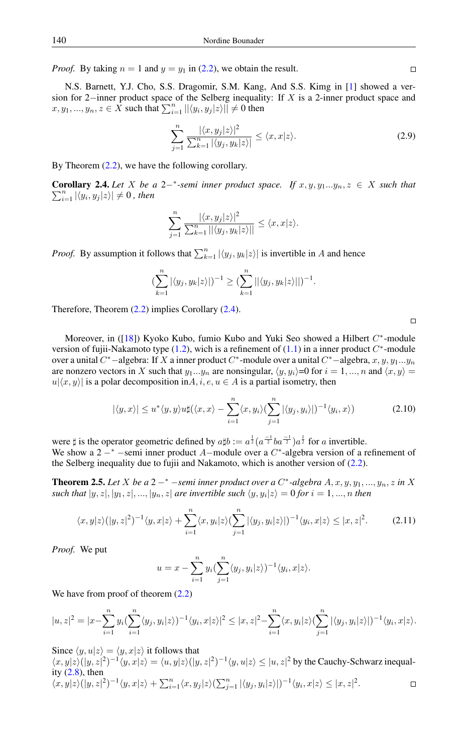*Proof.* By taking $n = 1$ and $y = y_1$ in (2.2), we obtain the result. ∎

N.S. Barnett, Y.J. Cho, S.S. Dragomir, S.M. Kang, And S.S. Kimg in [1] showed a version for 2−inner product space of the Selberg inequality: If $X$ is a 2-inner product space and $x, y_1, ..., y_n, z \in X$ such that $\sum_{i=1}^{n} ||\langle y_i, y_j|z\rangle|| \neq 0$ then

$$\sum_{j=1}^{n} \frac{|\langle x, y_j|z\rangle|^2}{\sum_{k=1}^{n} |\langle y_j, y_k|z\rangle|} \leq \langle x, x|z\rangle. \tag{2.9}$$

By Theorem (2.2), we have the following corollary.

**Corollary 2.4.** *Let $X$ be a $2-^{*}$-semi inner product space. If $x, y, y_1...y_n, z \in X$ such that $\sum_{i=1}^{n} |\langle y_i, y_j|z\rangle| \neq 0$ , then*

$$\sum_{j=1}^{n} \frac{|\langle x, y_j|z\rangle|^2}{\sum_{k=1}^{n} ||\langle y_j, y_k|z\rangle||} \leq \langle x, x|z\rangle.$$

*Proof.* By assumption it follows that $\sum_{k=1}^{n} |\langle y_j, y_k|z\rangle|$ is invertible in $A$ and hence

$$(\sum_{k=1}^{n} |\langle y_j, y_k|z\rangle|)^{-1} \geq (\sum_{k=1}^{n} ||\langle y_j, y_k|z\rangle||)^{-1}.$$

Therefore, Theorem (2.2) implies Corollary (2.4). ∎

Moreover, in ([18]) Kyoko Kubo, fumio Kubo and Yuki Seo showed a Hilbert $C^{*}$-module version of fujii-Nakamoto type (1.2), wich is a refinement of (1.1) in a inner product $C^{*}$-module over a unital $C^{*}-$algebra: If $X$ a inner product $C^{*}$-module over a unital $C^{*}-$algebra, $x, y, y_1...y_n$ are nonzero vectors in $X$ such that $y_1...y_n$ are nonsingular, $\langle y, y_i\rangle$=0 for $i = 1, ..., n$ and $\langle x, y\rangle = u|\langle x, y\rangle|$ is a polar decomposition in$A, i, e, u \in A$ is a partial isometry, then

$$|\langle y, x\rangle| \leq u^{*}\langle y, y\rangle u\sharp(\langle x, x\rangle - \sum_{i=1}^{n}\langle x, y_i\rangle(\sum_{j=1}^{n} |\langle y_j, y_i\rangle|)^{-1}\langle y_i, x\rangle) \tag{2.10}$$

were $\sharp$ is the operator geometric defined by $a\sharp b := a^{\frac{1}{2}}(a^{\frac{-1}{2}}ba^{\frac{-1}{2}})a^{\frac{1}{2}}$ for $a$ invertible.
We show a $2-^{*}-$semi inner product $A-$module over a $C^{*}$-algebra version of a refinement of the Selberg inequality due to fujii and Nakamoto, which is another version of (2.2).

**Theorem 2.5.** *Let $X$ be a $2-^{*}-$semi inner product over a $C^{*}$-algebra $A, x, y, y_1, ..., y_n, z$ in $X$ such that $|y, z|, |y_1, z|, ..., |y_n, z|$ are invertible such $\langle y, y_i|z\rangle = 0$ for $i = 1, ..., n$ then*

$$\langle x, y|z\rangle(|y, z|^2)^{-1}\langle y, x|z\rangle + \sum_{i=1}^{n}\langle x, y_i|z\rangle(\sum_{j=1}^{n} |\langle y_j, y_i|z\rangle|)^{-1}\langle y_i, x|z\rangle \leq |x, z|^2. \tag{2.11}$$

*Proof.* We put

$$u = x - \sum_{i=1}^{n} y_i(\sum_{j=1}^{n}\langle y_j, y_i|z\rangle)^{-1}\langle y_i, x|z\rangle.$$

We have from proof of theorem (2.2)

$$|u, z|^2 = |x - \sum_{i=1}^{n} y_i(\sum_{i=1}^{n}\langle y_j, y_i|z\rangle)^{-1}\langle y_i, x|z\rangle|^2 \leq |x, z|^2 - \sum_{i=1}^{n}\langle x, y_i|z\rangle(\sum_{j=1}^{n} |\langle y_j, y_i|z\rangle|)^{-1}\langle y_i, x|z\rangle.$$

Since $\langle y, u|z\rangle = \langle y, x|z\rangle$ it follows that
$\langle x, y|z\rangle(|y, z|^2)^{-1}\langle y, x|z\rangle = \langle u, y|z\rangle(|y, z|^2)^{-1}\langle y, u|z\rangle \leq |u, z|^2$ by the Cauchy-Schwarz inequality (2.8), then
$\langle x, y|z\rangle(|y, z|^2)^{-1}\langle y, x|z\rangle + \sum_{i=1}^{n}\langle x, y_j|z\rangle(\sum_{j=1}^{n} |\langle y_j, y_i|z\rangle|)^{-1}\langle y_i, x|z\rangle \leq |x, z|^2$. ∎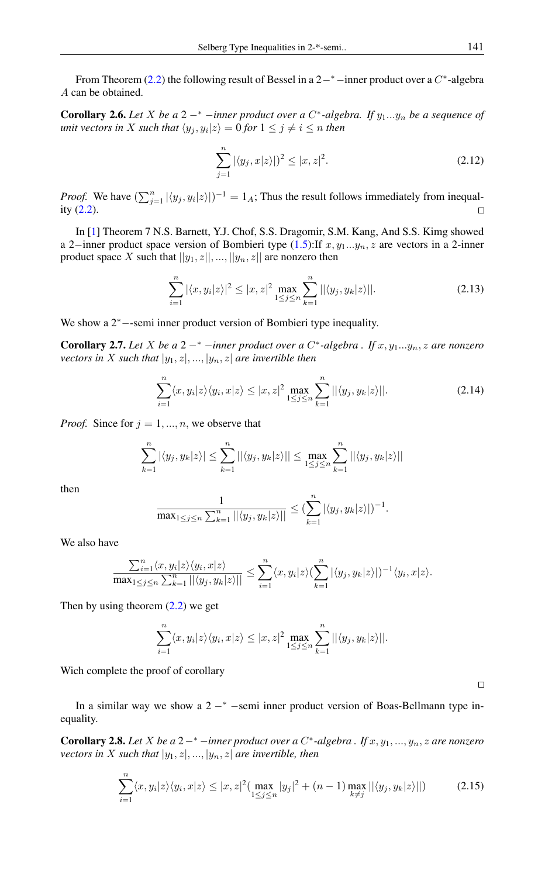From Theorem (2.2) the following result of Bessel in a $2-^*$ −inner product over a $C^*$-algebra $A$ can be obtained.

**Corollary 2.6.** *Let $X$ be a $2-^*$ −inner product over a $C^*$-algebra. If $y_1...y_n$ be a sequence of unit vectors in $X$ such that $\langle y_j, y_i|z\rangle = 0$ for $1 \leq j \neq i \leq n$ then*

$$\sum_{j=1}^{n} |\langle y_j, x|z\rangle|)^2 \leq |x, z|^2. \tag{2.12}$$

*Proof.* We have $(\sum_{j=1}^{n} |\langle y_j, y_i|z\rangle|)^{-1} = 1_A$; Thus the result follows immediately from inequality (2.2). □

In [1] Theorem 7 N.S. Barnett, Y.J. Chof, S.S. Dragomir, S.M. Kang, And S.S. Kimg showed a 2−inner product space version of Bombieri type (1.5):If $x, y_1...y_n, z$ are vectors in a 2-inner product space $X$ such that $||y_1, z||, ..., ||y_n, z||$ are nonzero then

$$\sum_{i=1}^{n} |\langle x, y_i|z\rangle|^2 \leq |x, z|^2 \max_{1\leq j\leq n} \sum_{k=1}^{n} ||\langle y_j, y_k|z\rangle||. \tag{2.13}$$

We show a $2^*$−-semi inner product version of Bombieri type inequality.

**Corollary 2.7.** *Let $X$ be a $2-^*$ −inner product over a $C^*$-algebra . If $x, y_1...y_n, z$ are nonzero vectors in $X$ such that $|y_1, z|, ..., |y_n, z|$ are invertible then*

$$\sum_{i=1}^{n} \langle x, y_i|z\rangle\langle y_i, x|z\rangle \leq |x, z|^2 \max_{1\leq j\leq n} \sum_{k=1}^{n} ||\langle y_j, y_k|z\rangle||. \tag{2.14}$$

*Proof.* Since for $j = 1, ..., n$, we observe that

$$\sum_{k=1}^{n} |\langle y_j, y_k|z\rangle| \leq \sum_{k=1}^{n} ||\langle y_j, y_k|z\rangle|| \leq \max_{1\leq j\leq n} \sum_{k=1}^{n} ||\langle y_j, y_k|z\rangle||$$

then

$$\frac{1}{\max_{1\leq j\leq n} \sum_{k=1}^{n} ||\langle y_j, y_k|z\rangle||} \leq (\sum_{k=1}^{n} |\langle y_j, y_k|z\rangle|)^{-1}.$$

We also have

$$\frac{\sum_{i=1}^{n} \langle x, y_i|z\rangle\langle y_i, x|z\rangle}{\max_{1\leq j\leq n} \sum_{k=1}^{n} ||\langle y_j, y_k|z\rangle||} \leq \sum_{i=1}^{n} \langle x, y_i|z\rangle(\sum_{k=1}^{n} |\langle y_j, y_k|z\rangle|)^{-1}\langle y_i, x|z\rangle.$$

Then by using theorem (2.2) we get

$$\sum_{i=1}^{n} \langle x, y_i|z\rangle\langle y_i, x|z\rangle \leq |x, z|^2 \max_{1\leq j\leq n} \sum_{k=1}^{n} ||\langle y_j, y_k|z\rangle||.$$

Wich complete the proof of corollary

□

In a similar way we show a $2-^*$ −semi inner product version of Boas-Bellmann type inequality.

**Corollary 2.8.** *Let $X$ be a $2-^*$ −inner product over a $C^*$-algebra . If $x, y_1, ..., y_n, z$ are nonzero vectors in $X$ such that $|y_1, z|, ..., |y_n, z|$ are invertible, then*

$$\sum_{i=1}^{n} \langle x, y_i|z\rangle\langle y_i, x|z\rangle \leq |x, z|^2 (\max_{1\leq j\leq n} |y_j|^2 + (n-1) \max_{k\neq j} ||\langle y_j, y_k|z\rangle||) \tag{2.15}$$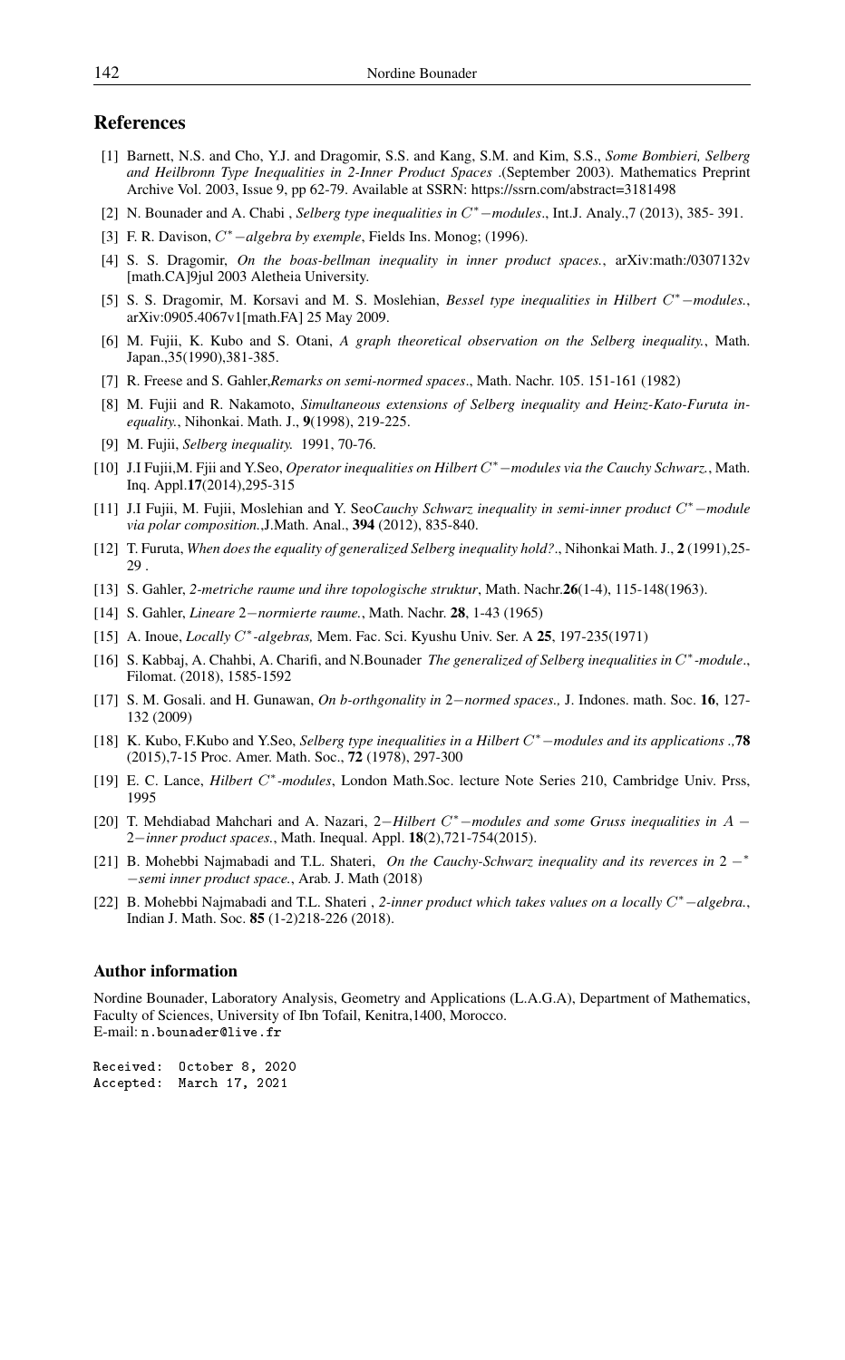## References

[1] Barnett, N.S. and Cho, Y.J. and Dragomir, S.S. and Kang, S.M. and Kim, S.S., *Some Bombieri, Selberg and Heilbronn Type Inequalities in 2-Inner Product Spaces* .(September 2003). Mathematics Preprint Archive Vol. 2003, Issue 9, pp 62-79. Available at SSRN: https://ssrn.com/abstract=3181498

[2] N. Bounader and A. Chabi , *Selberg type inequalities in $C^*-$modules*., Int.J. Analy.,7 (2013), 385- 391.

[3] F. R. Davison, *$C^*-$algebra by exemple*, Fields Ins. Monog; (1996).

[4] S. S. Dragomir, *On the boas-bellman inequality in inner product spaces.*, arXiv:math:/0307132v [math.CA]9jul 2003 Aletheia University.

[5] S. S. Dragomir, M. Korsavi and M. S. Moslehian, *Bessel type inequalities in Hilbert $C^*-$modules.*, arXiv:0905.4067v1[math.FA] 25 May 2009.

[6] M. Fujii, K. Kubo and S. Otani, *A graph theoretical observation on the Selberg inequality.*, Math. Japan.,35(1990),381-385.

[7] R. Freese and S. Gahler,*Remarks on semi-normed spaces*., Math. Nachr. 105. 151-161 (1982)

[8] M. Fujii and R. Nakamoto, *Simultaneous extensions of Selberg inequality and Heinz-Kato-Furuta inequality.*, Nihonkai. Math. J., **9**(1998), 219-225.

[9] M. Fujii, *Selberg inequality.* 1991, 70-76.

[10] J.I Fujii,M. Fjii and Y.Seo, *Operator inequalities on Hilbert $C^*-$modules via the Cauchy Schwarz.*, Math. Inq. Appl.**17**(2014),295-315

[11] J.I Fujii, M. Fujii, Moslehian and Y. Seo*Cauchy Schwarz inequality in semi-inner product $C^*-$module via polar composition.*,J.Math. Anal., **394** (2012), 835-840.

[12] T. Furuta, *When does the equality of generalized Selberg inequality hold?*., Nihonkai Math. J., **2** (1991),25-29 .

[13] S. Gahler, *2-metriche raume und ihre topologische struktur*, Math. Nachr.**26**(1-4), 115-148(1963).

[14] S. Gahler, *Lineare $2-$normierte raume.*, Math. Nachr. **28**, 1-43 (1965)

[15] A. Inoue, *Locally $C^*$-algebras,* Mem. Fac. Sci. Kyushu Univ. Ser. A **25**, 197-235(1971)

[16] S. Kabbaj, A. Chahbi, A. Charifi, and N.Bounader *The generalized of Selberg inequalities in $C^*$-module*., Filomat. (2018), 1585-1592

[17] S. M. Gosali. and H. Gunawan, *On b-orthgonality in $2-$normed spaces.,* J. Indones. math. Soc. **16**, 127-132 (2009)

[18] K. Kubo, F.Kubo and Y.Seo, *Selberg type inequalities in a Hilbert $C^*-$modules and its applications .,***78** (2015),7-15 Proc. Amer. Math. Soc., **72** (1978), 297-300

[19] E. C. Lance, *Hilbert $C^*$-modules*, London Math.Soc. lecture Note Series 210, Cambridge Univ. Prss, 1995

[20] T. Mehdiabad Mahchari and A. Nazari, *$2-$Hilbert $C^*-$modules and some Gruss inequalities in $A-2-$inner product spaces.*, Math. Inequal. Appl. **18**(2),721-754(2015).

[21] B. Mohebbi Najmabadi and T.L. Shateri, *On the Cauchy-Schwarz inequality and its reverces in $2-^*-$semi inner product space.*, Arab. J. Math (2018)

[22] B. Mohebbi Najmabadi and T.L. Shateri , *2-inner product which takes values on a locally $C^*-$algebra.*, Indian J. Math. Soc. **85** (1-2)218-226 (2018).

### Author information

Nordine Bounader, Laboratory Analysis, Geometry and Applications (L.A.G.A), Department of Mathematics, Faculty of Sciences, University of Ibn Tofail, Kenitra,1400, Morocco.
E-mail: n.bounader@live.fr

Received: October 8, 2020
Accepted: March 17, 2021